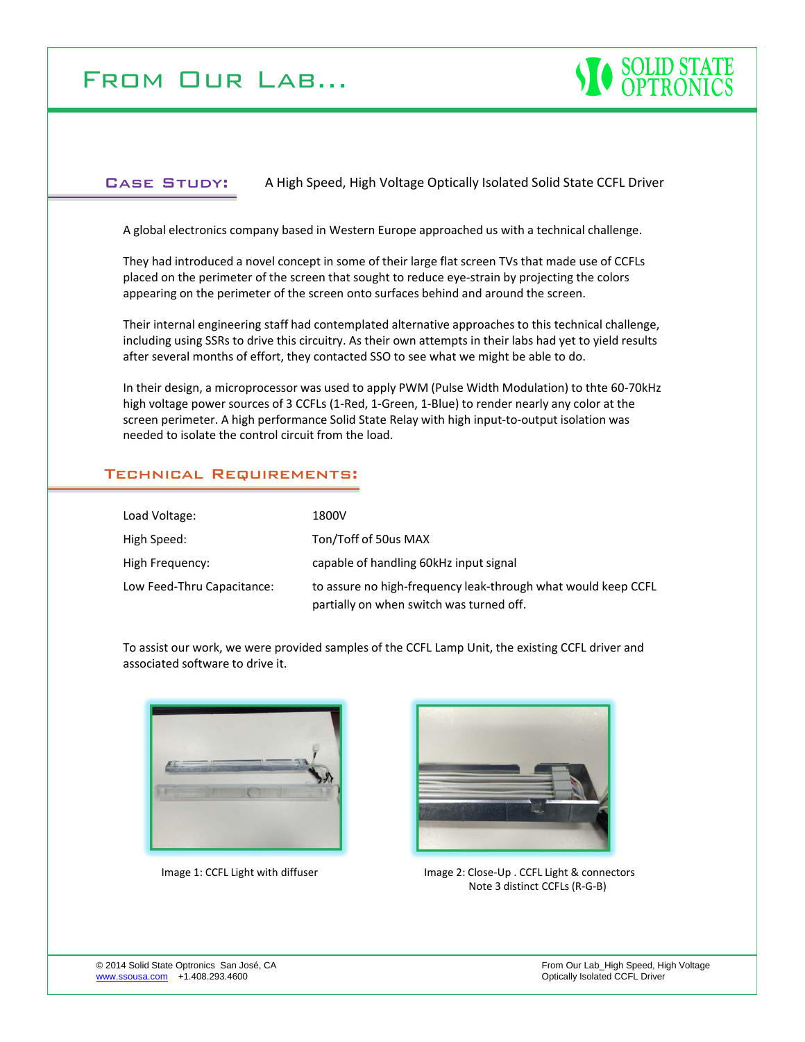# From Our Lab...

SOLID STATE OPTRONICS

## Case Study: A High Speed, High Voltage Optically Isolated Solid State CCFL Driver

A global electronics company based in Western Europe approached us with a technical challenge.

They had introduced a novel concept in some of their large flat screen TVs that made use of CCFLs placed on the perimeter of the screen that sought to reduce eye-strain by projecting the colors appearing on the perimeter of the screen onto surfaces behind and around the screen.

Their internal engineering staff had contemplated alternative approaches to this technical challenge, including using SSRs to drive this circuitry. As their own attempts in their labs had yet to yield results after several months of effort, they contacted SSO to see what we might be able to do.

In their design, a microprocessor was used to apply PWM (Pulse Width Modulation) to thte 60-70kHz high voltage power sources of 3 CCFLs (1-Red, 1-Green, 1-Blue) to render nearly any color at the screen perimeter. A high performance Solid State Relay with high input-to-output isolation was needed to isolate the control circuit from the load.

## Technical Requirements:

| | |
|---|---|
| Load Voltage: | 1800V |
| High Speed: | Ton/Toff of 50us MAX |
| High Frequency: | capable of handling 60kHz input signal |
| Low Feed-Thru Capacitance: | to assure no high-frequency leak-through what would keep CCFL partially on when switch was turned off. |

To assist our work, we were provided samples of the CCFL Lamp Unit, the existing CCFL driver and associated software to drive it.

Image 1: CCFL Light with diffuser

Image 2: Close-Up . CCFL Light & connectors
Note 3 distinct CCFLs (R-G-B)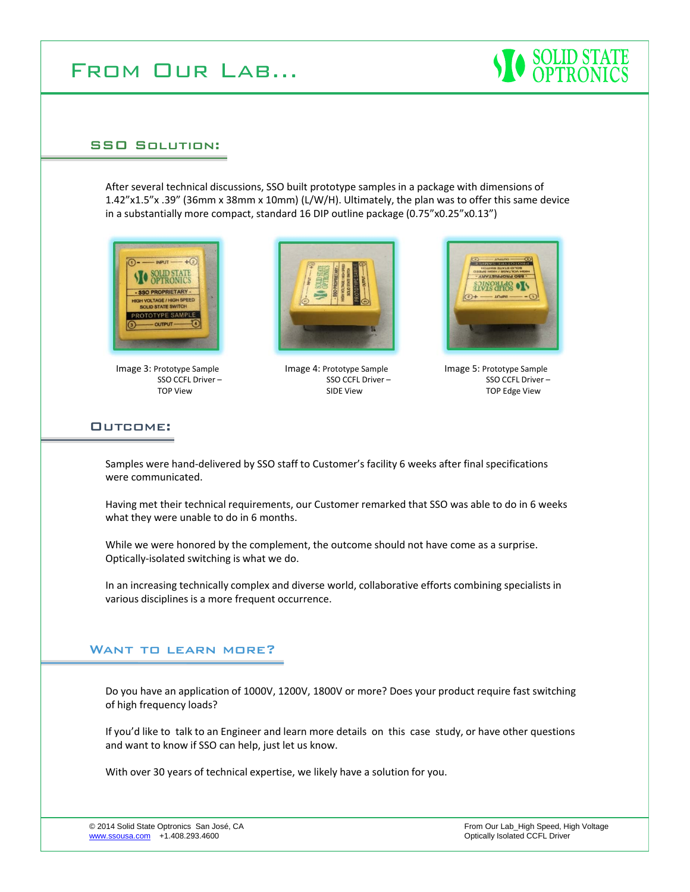# From Our Lab...

## SSO Solution:

After several technical discussions, SSO built prototype samples in a package with dimensions of 1.42”x1.5”x .39” (36mm x 38mm x 10mm) (L/W/H). Ultimately, the plan was to offer this same device in a substantially more compact, standard 16 DIP outline package (0.75”x0.25”x0.13”)

Image 3: Prototype Sample SSO CCFL Driver – TOP View

Image 4: Prototype Sample SSO CCFL Driver – SIDE View

Image 5: Prototype Sample SSO CCFL Driver – TOP Edge View

## Outcome:

Samples were hand-delivered by SSO staff to Customer’s facility 6 weeks after final specifications were communicated.

Having met their technical requirements, our Customer remarked that SSO was able to do in 6 weeks what they were unable to do in 6 months.

While we were honored by the complement, the outcome should not have come as a surprise. Optically-isolated switching is what we do.

In an increasing technically complex and diverse world, collaborative efforts combining specialists in various disciplines is a more frequent occurrence.

## Want to learn more?

Do you have an application of 1000V, 1200V, 1800V or more? Does your product require fast switching of high frequency loads?

If you’d like to talk to an Engineer and learn more details on this case study, or have other questions and want to know if SSO can help, just let us know.

With over 30 years of technical expertise, we likely have a solution for you.

© 2014 Solid State Optronics San José, CA
www.ssousa.com +1.408.293.4600